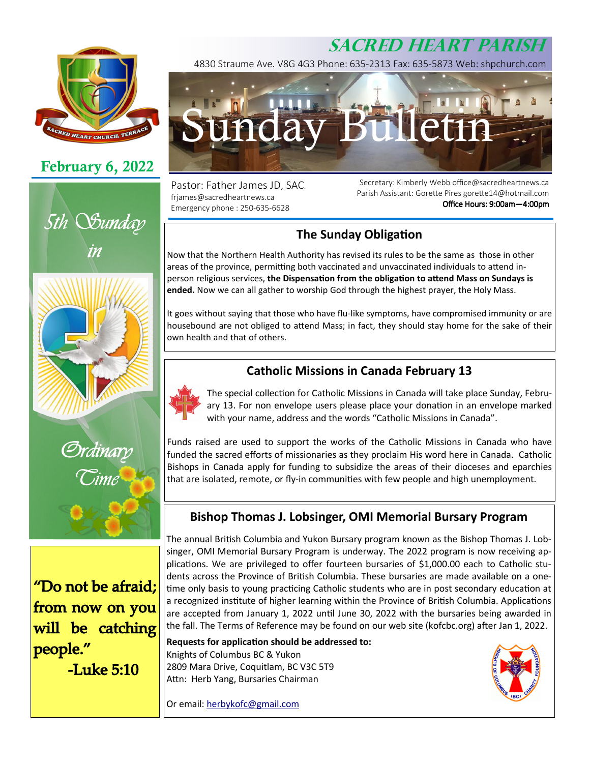# SACRED HEART PARISH

4830 Straume Ave. V8G 4G3 Phone: 635-2313 Fax: 635-5873 Web: shpchurch.com

# Sunday Bulletin

**February 6, 2022**

Pastor: Father James JD, SAC.
frjames@sacredheartnews.ca
Emergency phone : 250-635-6628

Secretary: Kimberly Webb office@sacredheartnews.ca
Parish Assistant: Gorette Pires gorette14@hotmail.com
Office Hours: 9:00am—4:00pm

*5th Sunday in Ordinary Time*

"Do not be afraid; from now on you will be catching people."
-Luke 5:10

## The Sunday Obligation

Now that the Northern Health Authority has revised its rules to be the same as those in other areas of the province, permitting both vaccinated and unvaccinated individuals to attend in-person religious services, **the Dispensation from the obligation to attend Mass on Sundays is ended.** Now we can all gather to worship God through the highest prayer, the Holy Mass.

It goes without saying that those who have flu-like symptoms, have compromised immunity or are housebound are not obliged to attend Mass; in fact, they should stay home for the sake of their own health and that of others.

## Catholic Missions in Canada February 13

The special collection for Catholic Missions in Canada will take place Sunday, February 13. For non envelope users please place your donation in an envelope marked with your name, address and the words "Catholic Missions in Canada".

Funds raised are used to support the works of the Catholic Missions in Canada who have funded the sacred efforts of missionaries as they proclaim His word here in Canada. Catholic Bishops in Canada apply for funding to subsidize the areas of their dioceses and eparchies that are isolated, remote, or fly-in communities with few people and high unemployment.

## Bishop Thomas J. Lobsinger, OMI Memorial Bursary Program

The annual British Columbia and Yukon Bursary program known as the Bishop Thomas J. Lobsinger, OMI Memorial Bursary Program is underway. The 2022 program is now receiving applications. We are privileged to offer fourteen bursaries of $1,000.00 each to Catholic students across the Province of British Columbia. These bursaries are made available on a one-time only basis to young practicing Catholic students who are in post secondary education at a recognized institute of higher learning within the Province of British Columbia. Applications are accepted from January 1, 2022 until June 30, 2022 with the bursaries being awarded in the fall. The Terms of Reference may be found on our web site (kofcbc.org) after Jan 1, 2022.

**Requests for application should be addressed to:**
Knights of Columbus BC & Yukon
2809 Mara Drive, Coquitlam, BC V3C 5T9
Attn: Herb Yang, Bursaries Chairman

Or email: herbykofc@gmail.com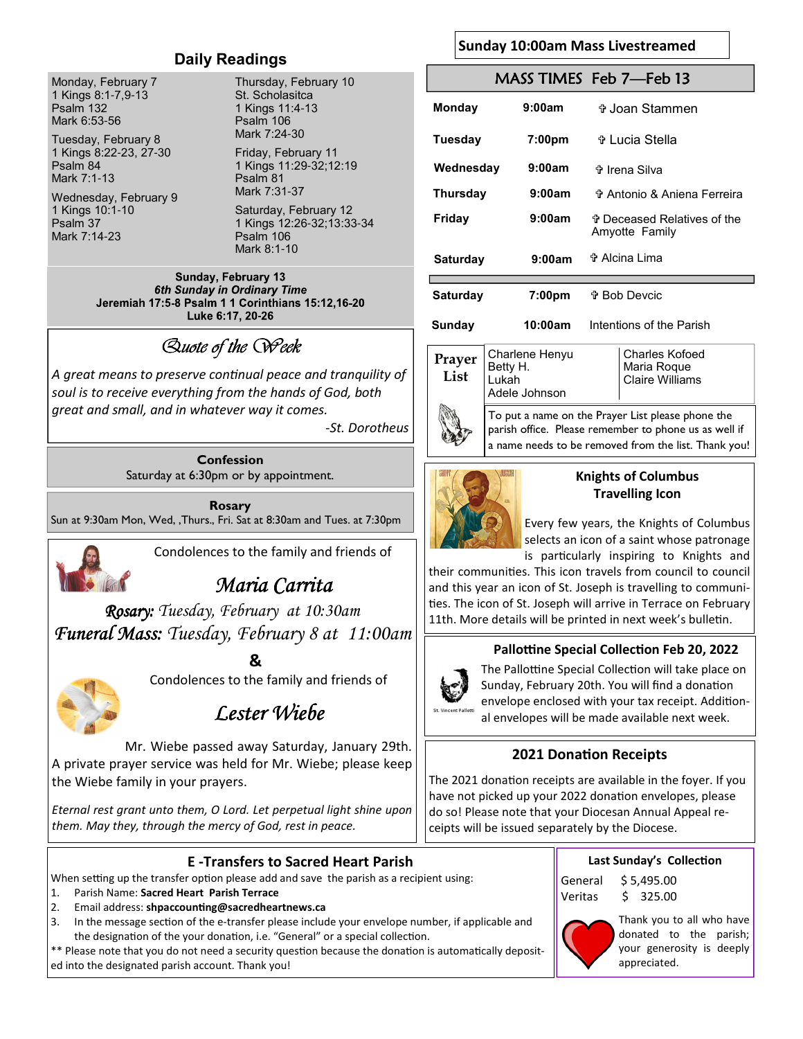## Daily Readings

Monday, February 7
1 Kings 8:1-7,9-13
Psalm 132
Mark 6:53-56

Tuesday, February 8
1 Kings 8:22-23, 27-30
Psalm 84
Mark 7:1-13

Wednesday, February 9
1 Kings 10:1-10
Psalm 37
Mark 7:14-23

Thursday, February 10
St. Scholasitca
1 Kings 11:4-13
Psalm 106
Mark 7:24-30

Friday, February 11
1 Kings 11:29-32;12:19
Psalm 81
Mark 7:31-37

Saturday, February 12
1 Kings 12:26-32;13:33-34
Psalm 106
Mark 8:1-10

**Sunday, February 13**
***6th Sunday in Ordinary Time***
**Jeremiah 17:5-8 Psalm 1 1 Corinthians 15:12,16-20**
**Luke 6:17, 20-26**

## Quote of the Week

*A great means to preserve continual peace and tranquility of soul is to receive everything from the hands of God, both great and small, and in whatever way it comes.*

*-St. Dorotheus*

**Confession**
Saturday at 6:30pm or by appointment.

**Rosary**
Sun at 9:30am Mon, Wed, ,Thurs., Fri. Sat at 8:30am and Tues. at 7:30pm

Condolences to the family and friends of

*Maria Carrita*

***Rosary:*** *Tuesday, February at 10:30am*
***Funeral Mass:*** *Tuesday, February 8 at 11:00am*

**&**

Condolences to the family and friends of

*Lester Wiebe*

Mr. Wiebe passed away Saturday, January 29th. A private prayer service was held for Mr. Wiebe; please keep the Wiebe family in your prayers.

*Eternal rest grant unto them, O Lord. Let perpetual light shine upon them. May they, through the mercy of God, rest in peace.*

**Sunday 10:00am Mass Livestreamed**

## MASS TIMES Feb 7—Feb 13

| | | |
|---|---|---|
| **Monday** | **9:00am** | ✞ Joan Stammen |
| **Tuesday** | **7:00pm** | ✞ Lucia Stella |
| **Wednesday** | **9:00am** | ✞ Irena Silva |
| **Thursday** | **9:00am** | ✞ Antonio & Aniena Ferreira |
| **Friday** | **9:00am** | ✞ Deceased Relatives of the Amyotte Family |
| **Saturday** | **9:00am** | ✞ Alcina Lima |
| **Saturday** | **7:00pm** | ✞ Bob Devcic |
| **Sunday** | **10:00am** | Intentions of the Parish |

**Prayer List**

Charlene Henyu
Betty H.
Lukah
Adele Johnson
Charles Kofoed
Maria Roque
Claire Williams

To put a name on the Prayer List please phone the parish office. Please remember to phone us as well if a name needs to be removed from the list. Thank you!

**Knights of Columbus Travelling Icon**

Every few years, the Knights of Columbus selects an icon of a saint whose patronage is particularly inspiring to Knights and their communities. This icon travels from council to council and this year an icon of St. Joseph is travelling to communities. The icon of St. Joseph will arrive in Terrace on February 11th. More details will be printed in next week's bulletin.

**Pallottine Special Collection Feb 20, 2022**

The Pallottine Special Collection will take place on Sunday, February 20th. You will find a donation envelope enclosed with your tax receipt. Additional envelopes will be made available next week.

**2021 Donation Receipts**

The 2021 donation receipts are available in the foyer. If you have not picked up your 2022 donation envelopes, please do so! Please note that your Diocesan Annual Appeal receipts will be issued separately by the Diocese.

**E -Transfers to Sacred Heart Parish**

When setting up the transfer option please add and save the parish as a recipient using:

1. Parish Name: **Sacred Heart Parish Terrace**
2. Email address: **shpaccounting@sacredheartnews.ca**
3. In the message section of the e-transfer please include your envelope number, if applicable and the designation of the your donation, i.e. "General" or a special collection.

** Please note that you do not need a security question because the donation is automatically deposited into the designated parish account. Thank you!

**Last Sunday's Collection**

| | |
|---|---|
| General | $ 5,495.00 |
| Veritas | $ 325.00 |

Thank you to all who have donated to the parish; your generosity is deeply appreciated.